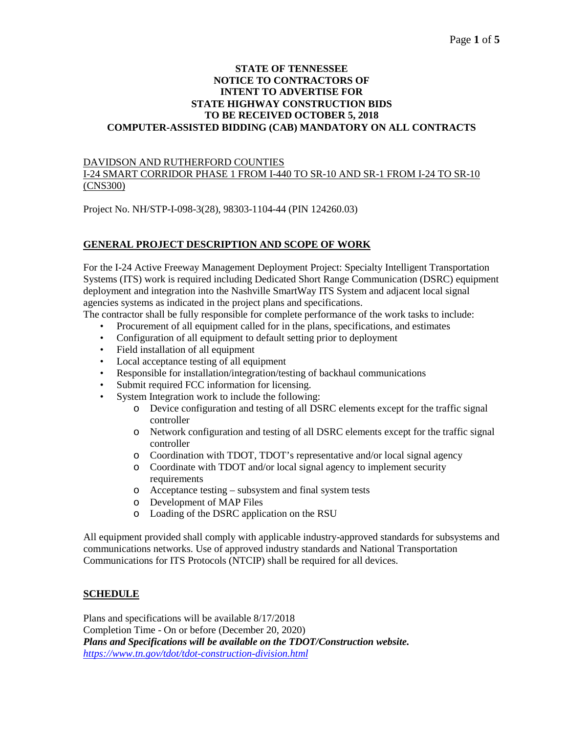# STATE OF TENNESSEE
# NOTICE TO CONTRACTORS OF INTENT TO ADVERTISE FOR STATE HIGHWAY CONSTRUCTION BIDS TO BE RECEIVED OCTOBER 5, 2018
# COMPUTER-ASSISTED BIDDING (CAB) MANDATORY ON ALL CONTRACTS

DAVIDSON AND RUTHERFORD COUNTIES
I-24 SMART CORRIDOR PHASE 1 FROM I-440 TO SR-10 AND SR-1 FROM I-24 TO SR-10 (CNS300)

Project No. NH/STP-I-098-3(28), 98303-1104-44 (PIN 124260.03)

## GENERAL PROJECT DESCRIPTION AND SCOPE OF WORK

For the I-24 Active Freeway Management Deployment Project: Specialty Intelligent Transportation Systems (ITS) work is required including Dedicated Short Range Communication (DSRC) equipment deployment and integration into the Nashville SmartWay ITS System and adjacent local signal agencies systems as indicated in the project plans and specifications.

The contractor shall be fully responsible for complete performance of the work tasks to include:

- Procurement of all equipment called for in the plans, specifications, and estimates
- Configuration of all equipment to default setting prior to deployment
- Field installation of all equipment
- Local acceptance testing of all equipment
- Responsible for installation/integration/testing of backhaul communications
- Submit required FCC information for licensing.
- System Integration work to include the following:
    - Device configuration and testing of all DSRC elements except for the traffic signal controller
    - Network configuration and testing of all DSRC elements except for the traffic signal controller
    - Coordination with TDOT, TDOT's representative and/or local signal agency
    - Coordinate with TDOT and/or local signal agency to implement security requirements
    - Acceptance testing – subsystem and final system tests
    - Development of MAP Files
    - Loading of the DSRC application on the RSU

All equipment provided shall comply with applicable industry-approved standards for subsystems and communications networks. Use of approved industry standards and National Transportation Communications for ITS Protocols (NTCIP) shall be required for all devices.

## SCHEDULE

Plans and specifications will be available 8/17/2018
Completion Time - On or before (December 20, 2020)
***Plans and Specifications will be available on the TDOT/Construction website.***
*https://www.tn.gov/tdot/tdot-construction-division.html*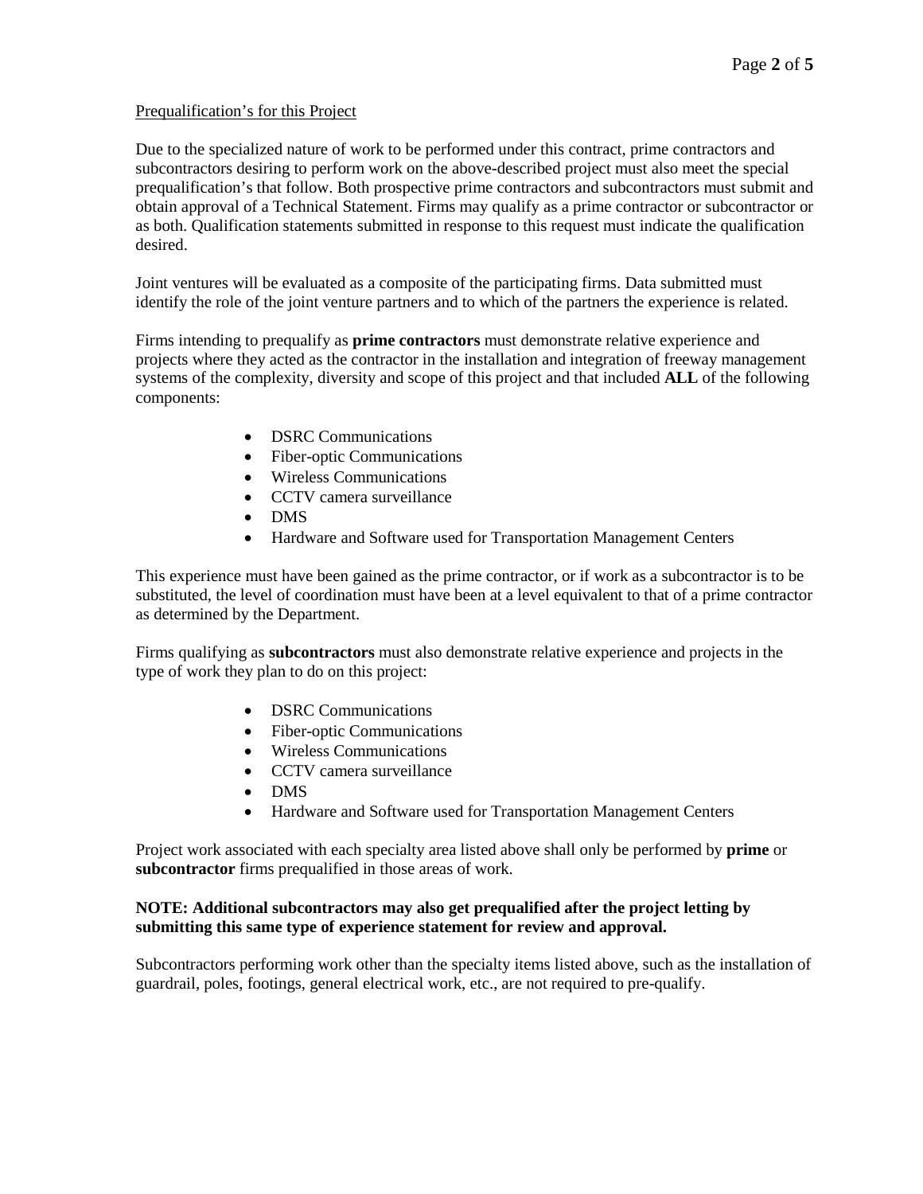## Prequalification's for this Project

Due to the specialized nature of work to be performed under this contract, prime contractors and subcontractors desiring to perform work on the above-described project must also meet the special prequalification's that follow. Both prospective prime contractors and subcontractors must submit and obtain approval of a Technical Statement. Firms may qualify as a prime contractor or subcontractor or as both. Qualification statements submitted in response to this request must indicate the qualification desired.

Joint ventures will be evaluated as a composite of the participating firms. Data submitted must identify the role of the joint venture partners and to which of the partners the experience is related.

Firms intending to prequalify as **prime contractors** must demonstrate relative experience and projects where they acted as the contractor in the installation and integration of freeway management systems of the complexity, diversity and scope of this project and that included **ALL** of the following components:

- DSRC Communications
- Fiber-optic Communications
- Wireless Communications
- CCTV camera surveillance
- DMS
- Hardware and Software used for Transportation Management Centers

This experience must have been gained as the prime contractor, or if work as a subcontractor is to be substituted, the level of coordination must have been at a level equivalent to that of a prime contractor as determined by the Department.

Firms qualifying as **subcontractors** must also demonstrate relative experience and projects in the type of work they plan to do on this project:

- DSRC Communications
- Fiber-optic Communications
- Wireless Communications
- CCTV camera surveillance
- DMS
- Hardware and Software used for Transportation Management Centers

Project work associated with each specialty area listed above shall only be performed by **prime** or **subcontractor** firms prequalified in those areas of work.

**NOTE: Additional subcontractors may also get prequalified after the project letting by submitting this same type of experience statement for review and approval.**

Subcontractors performing work other than the specialty items listed above, such as the installation of guardrail, poles, footings, general electrical work, etc., are not required to pre-qualify.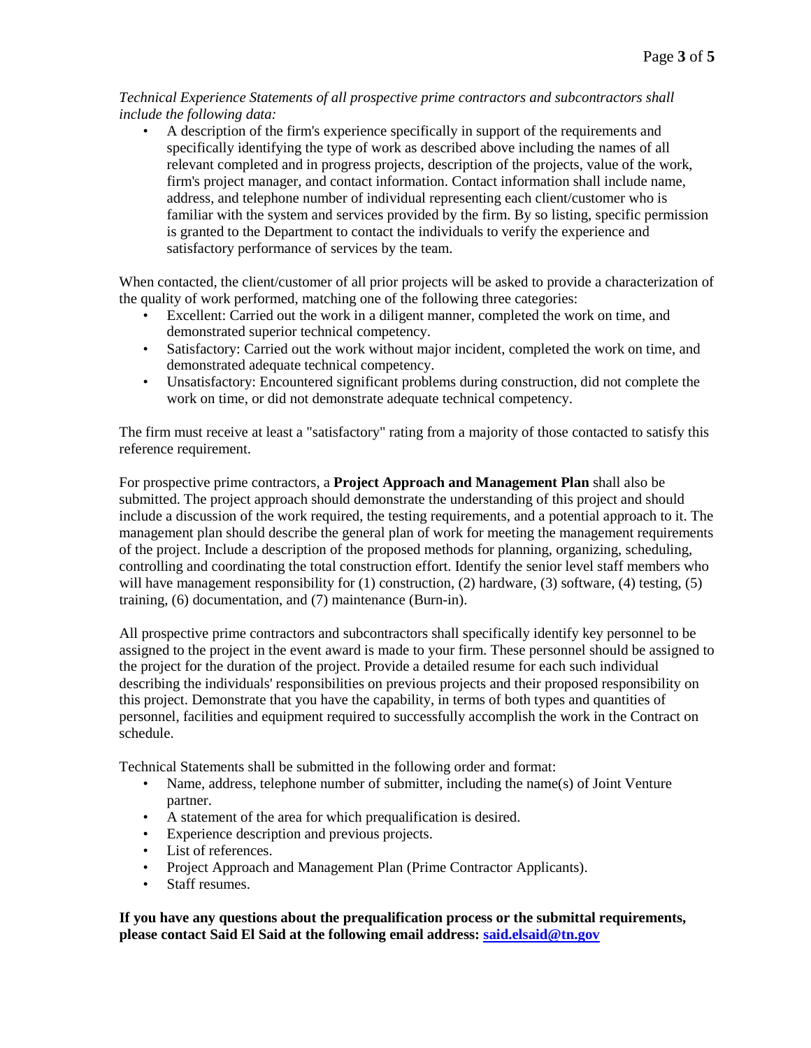*Technical Experience Statements of all prospective prime contractors and subcontractors shall include the following data:*

- A description of the firm's experience specifically in support of the requirements and specifically identifying the type of work as described above including the names of all relevant completed and in progress projects, description of the projects, value of the work, firm's project manager, and contact information. Contact information shall include name, address, and telephone number of individual representing each client/customer who is familiar with the system and services provided by the firm. By so listing, specific permission is granted to the Department to contact the individuals to verify the experience and satisfactory performance of services by the team.

When contacted, the client/customer of all prior projects will be asked to provide a characterization of the quality of work performed, matching one of the following three categories:

- Excellent: Carried out the work in a diligent manner, completed the work on time, and demonstrated superior technical competency.
- Satisfactory: Carried out the work without major incident, completed the work on time, and demonstrated adequate technical competency.
- Unsatisfactory: Encountered significant problems during construction, did not complete the work on time, or did not demonstrate adequate technical competency.

The firm must receive at least a "satisfactory" rating from a majority of those contacted to satisfy this reference requirement.

For prospective prime contractors, a **Project Approach and Management Plan** shall also be submitted. The project approach should demonstrate the understanding of this project and should include a discussion of the work required, the testing requirements, and a potential approach to it. The management plan should describe the general plan of work for meeting the management requirements of the project. Include a description of the proposed methods for planning, organizing, scheduling, controlling and coordinating the total construction effort. Identify the senior level staff members who will have management responsibility for (1) construction, (2) hardware, (3) software, (4) testing, (5) training, (6) documentation, and (7) maintenance (Burn-in).

All prospective prime contractors and subcontractors shall specifically identify key personnel to be assigned to the project in the event award is made to your firm. These personnel should be assigned to the project for the duration of the project. Provide a detailed resume for each such individual describing the individuals' responsibilities on previous projects and their proposed responsibility on this project. Demonstrate that you have the capability, in terms of both types and quantities of personnel, facilities and equipment required to successfully accomplish the work in the Contract on schedule.

Technical Statements shall be submitted in the following order and format:

- Name, address, telephone number of submitter, including the name(s) of Joint Venture partner.
- A statement of the area for which prequalification is desired.
- Experience description and previous projects.
- List of references.
- Project Approach and Management Plan (Prime Contractor Applicants).
- Staff resumes.

**If you have any questions about the prequalification process or the submittal requirements, please contact Said El Said at the following email address: [said.elsaid@tn.gov](mailto:said.elsaid@tn.gov)**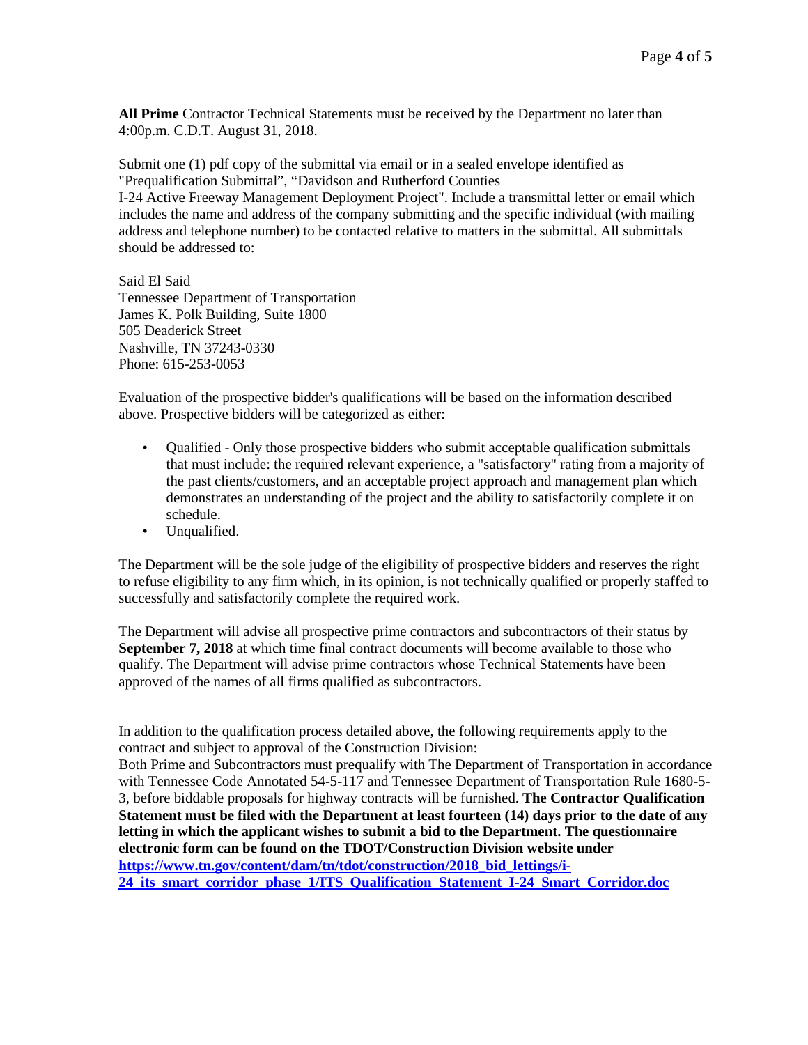**All Prime** Contractor Technical Statements must be received by the Department no later than 4:00p.m. C.D.T. August 31, 2018.

Submit one (1) pdf copy of the submittal via email or in a sealed envelope identified as "Prequalification Submittal", "Davidson and Rutherford Counties I-24 Active Freeway Management Deployment Project". Include a transmittal letter or email which includes the name and address of the company submitting and the specific individual (with mailing address and telephone number) to be contacted relative to matters in the submittal. All submittals should be addressed to:

Said El Said
Tennessee Department of Transportation
James K. Polk Building, Suite 1800
505 Deaderick Street
Nashville, TN 37243-0330
Phone: 615-253-0053

Evaluation of the prospective bidder's qualifications will be based on the information described above. Prospective bidders will be categorized as either:

- Qualified - Only those prospective bidders who submit acceptable qualification submittals that must include: the required relevant experience, a "satisfactory" rating from a majority of the past clients/customers, and an acceptable project approach and management plan which demonstrates an understanding of the project and the ability to satisfactorily complete it on schedule.
- Unqualified.

The Department will be the sole judge of the eligibility of prospective bidders and reserves the right to refuse eligibility to any firm which, in its opinion, is not technically qualified or properly staffed to successfully and satisfactorily complete the required work.

The Department will advise all prospective prime contractors and subcontractors of their status by **September 7, 2018** at which time final contract documents will become available to those who qualify. The Department will advise prime contractors whose Technical Statements have been approved of the names of all firms qualified as subcontractors.

In addition to the qualification process detailed above, the following requirements apply to the contract and subject to approval of the Construction Division:
Both Prime and Subcontractors must prequalify with The Department of Transportation in accordance with Tennessee Code Annotated 54-5-117 and Tennessee Department of Transportation Rule 1680-5-3, before biddable proposals for highway contracts will be furnished. **The Contractor Qualification Statement must be filed with the Department at least fourteen (14) days prior to the date of any letting in which the applicant wishes to submit a bid to the Department. The questionnaire electronic form can be found on the TDOT/Construction Division website under** **https://www.tn.gov/content/dam/tn/tdot/construction/2018_bid_lettings/i-24_its_smart_corridor_phase_1/ITS_Qualification_Statement_I-24_Smart_Corridor.doc**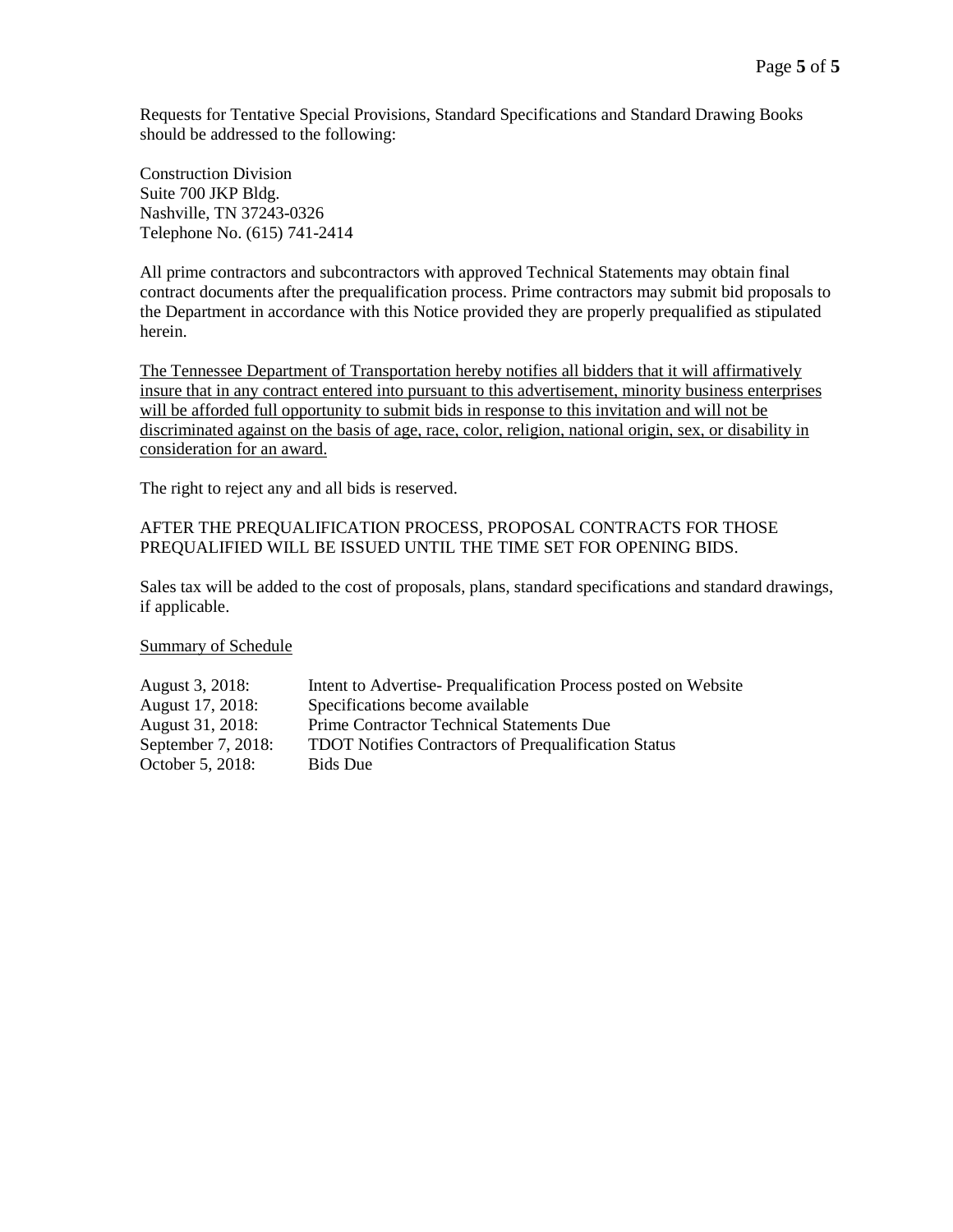Requests for Tentative Special Provisions, Standard Specifications and Standard Drawing Books should be addressed to the following:

Construction Division
Suite 700 JKP Bldg.
Nashville, TN 37243-0326
Telephone No. (615) 741-2414

All prime contractors and subcontractors with approved Technical Statements may obtain final contract documents after the prequalification process. Prime contractors may submit bid proposals to the Department in accordance with this Notice provided they are properly prequalified as stipulated herein.

<u>The Tennessee Department of Transportation hereby notifies all bidders that it will affirmatively insure that in any contract entered into pursuant to this advertisement, minority business enterprises will be afforded full opportunity to submit bids in response to this invitation and will not be discriminated against on the basis of age, race, color, religion, national origin, sex, or disability in consideration for an award.</u>

The right to reject any and all bids is reserved.

AFTER THE PREQUALIFICATION PROCESS, PROPOSAL CONTRACTS FOR THOSE PREQUALIFIED WILL BE ISSUED UNTIL THE TIME SET FOR OPENING BIDS.

Sales tax will be added to the cost of proposals, plans, standard specifications and standard drawings, if applicable.

<u>Summary of Schedule</u>

| | |
|---|---|
| August 3, 2018: | Intent to Advertise- Prequalification Process posted on Website |
| August 17, 2018: | Specifications become available |
| August 31, 2018: | Prime Contractor Technical Statements Due |
| September 7, 2018: | TDOT Notifies Contractors of Prequalification Status |
| October 5, 2018: | Bids Due |